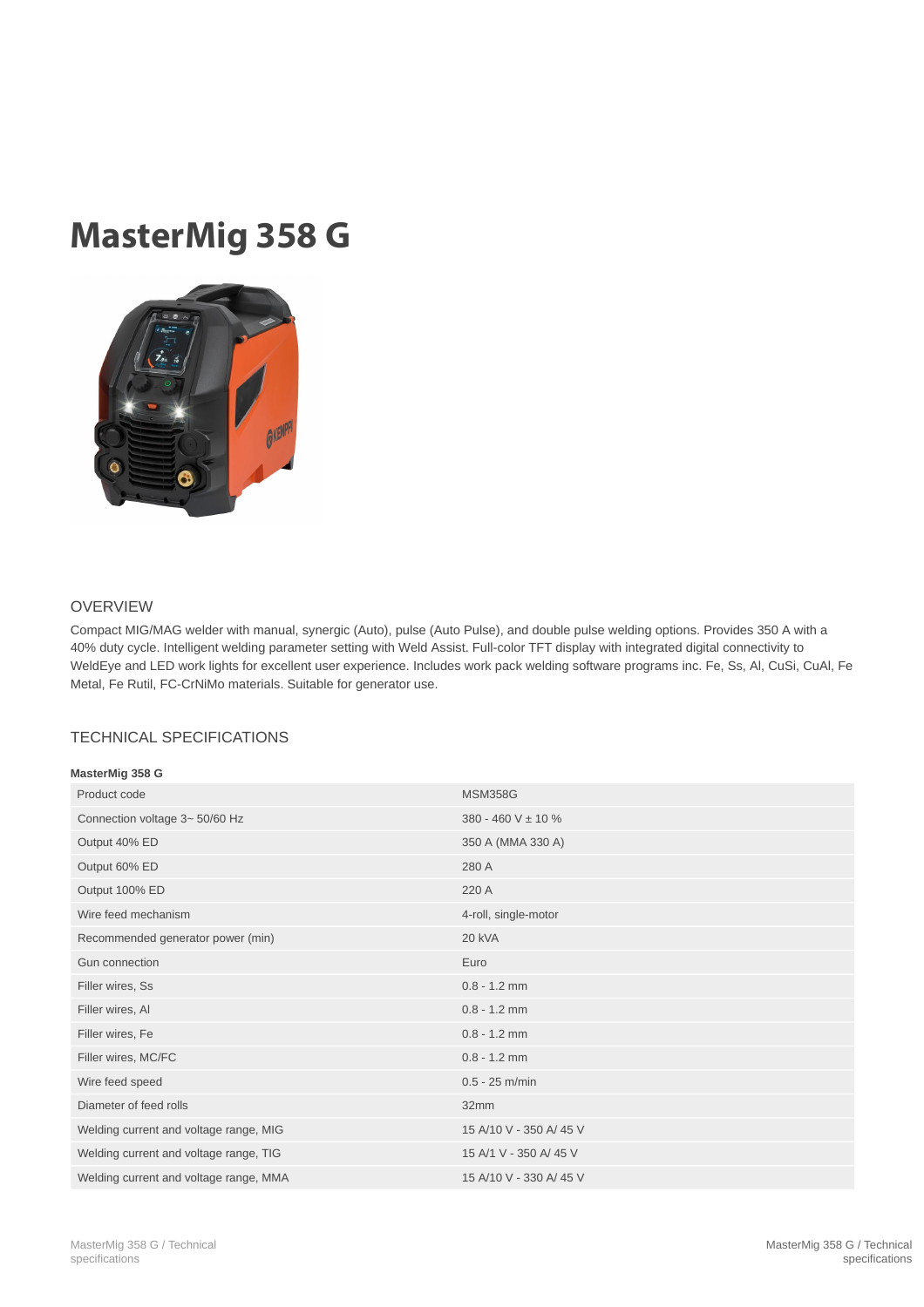# MasterMig 358 G

## OVERVIEW

Compact MIG/MAG welder with manual, synergic (Auto), pulse (Auto Pulse), and double pulse welding options. Provides 350 A with a 40% duty cycle. Intelligent welding parameter setting with Weld Assist. Full-color TFT display with integrated digital connectivity to WeldEye and LED work lights for excellent user experience. Includes work pack welding software programs inc. Fe, Ss, Al, CuSi, CuAl, Fe Metal, Fe Rutil, FC-CrNiMo materials. Suitable for generator use.

## TECHNICAL SPECIFICATIONS

**MasterMig 358 G**

| | |
|---|---|
| Product code | MSM358G |
| Connection voltage 3~ 50/60 Hz | 380 - 460 V ± 10 % |
| Output 40% ED | 350 A (MMA 330 A) |
| Output 60% ED | 280 A |
| Output 100% ED | 220 A |
| Wire feed mechanism | 4-roll, single-motor |
| Recommended generator power (min) | 20 kVA |
| Gun connection | Euro |
| Filler wires, Ss | 0.8 - 1.2 mm |
| Filler wires, Al | 0.8 - 1.2 mm |
| Filler wires, Fe | 0.8 - 1.2 mm |
| Filler wires, MC/FC | 0.8 - 1.2 mm |
| Wire feed speed | 0.5 - 25 m/min |
| Diameter of feed rolls | 32mm |
| Welding current and voltage range, MIG | 15 A/10 V - 350 A/ 45 V |
| Welding current and voltage range, TIG | 15 A/1 V - 350 A/ 45 V |
| Welding current and voltage range, MMA | 15 A/10 V - 330 A/ 45 V |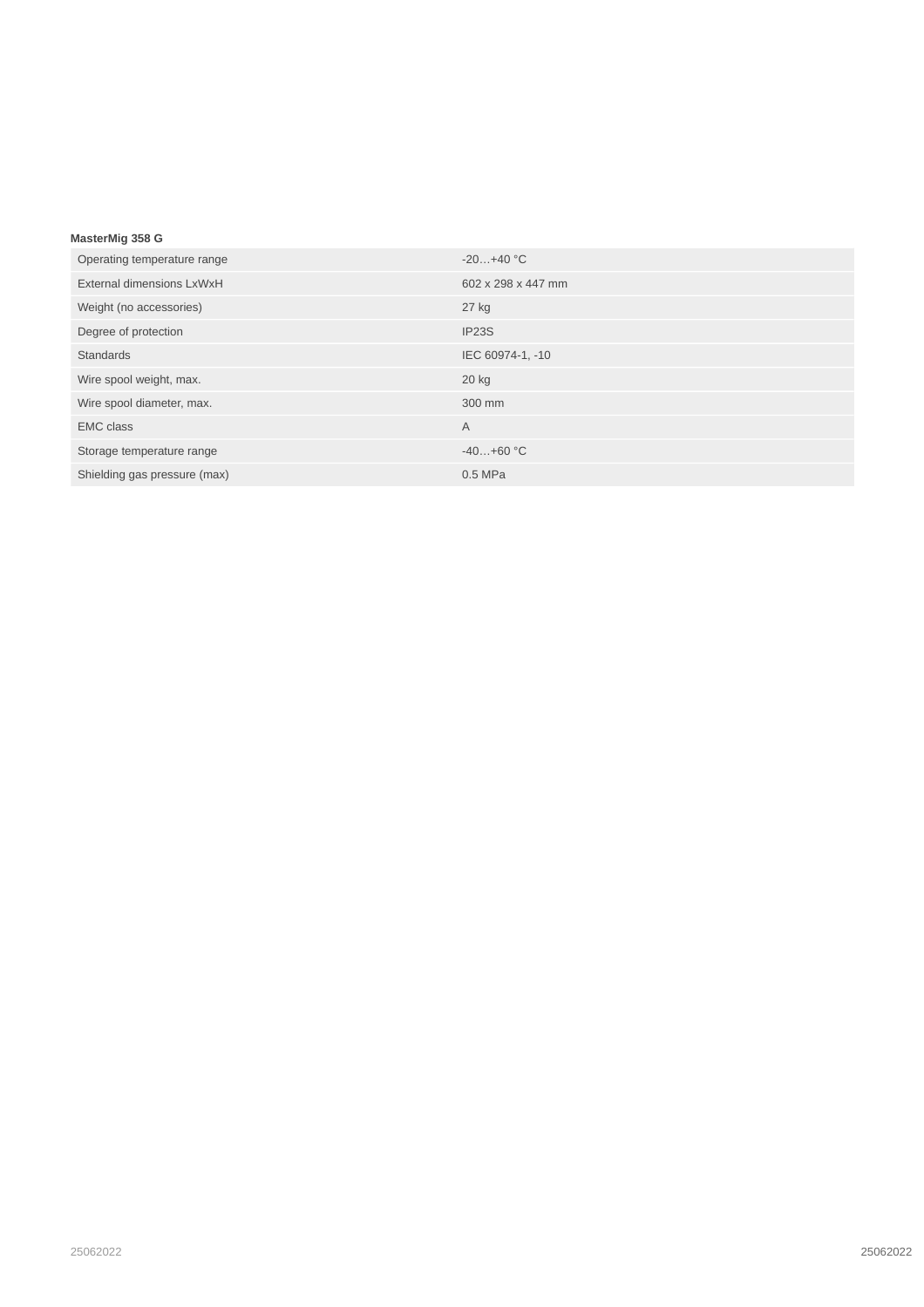**MasterMig 358 G**

| | |
|---|---|
| Operating temperature range | -20…+40 °C |
| External dimensions LxWxH | 602 x 298 x 447 mm |
| Weight (no accessories) | 27 kg |
| Degree of protection | IP23S |
| Standards | IEC 60974-1, -10 |
| Wire spool weight, max. | 20 kg |
| Wire spool diameter, max. | 300 mm |
| EMC class | A |
| Storage temperature range | -40…+60 °C |
| Shielding gas pressure (max) | 0.5 MPa |